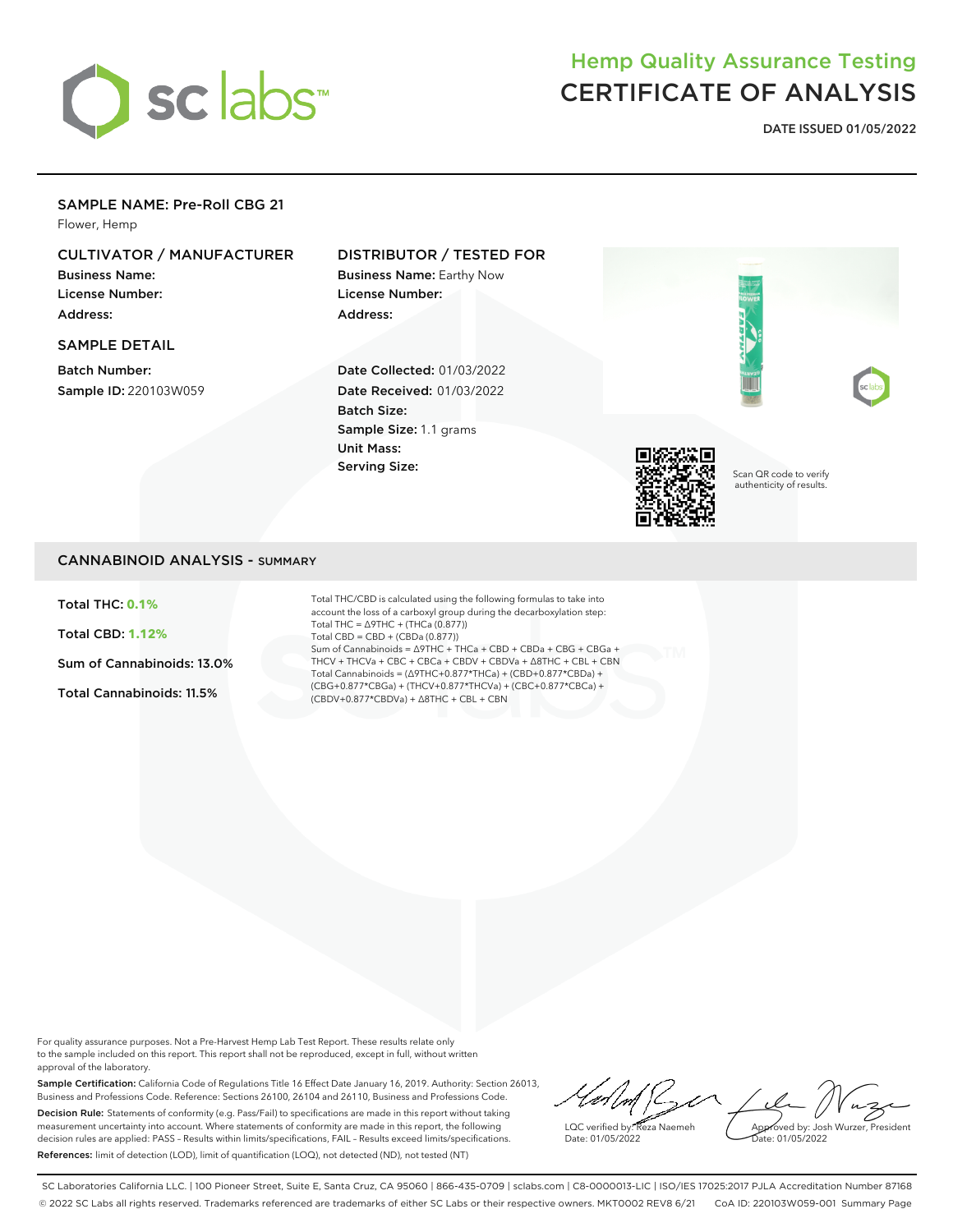# Hemp Quality Assurance Testing
# CERTIFICATE OF ANALYSIS

**DATE ISSUED 01/05/2022**

## SAMPLE NAME: Pre-Roll CBG 21

Flower, Hemp

### CULTIVATOR / MANUFACTURER

**Business Name:**
**License Number:**
**Address:**

### DISTRIBUTOR / TESTED FOR

**Business Name:** Earthy Now
**License Number:**
**Address:**

### SAMPLE DETAIL

**Batch Number:**
**Sample ID:** 220103W059

**Date Collected:** 01/03/2022
**Date Received:** 01/03/2022
**Batch Size:**
**Sample Size:** 1.1 grams
**Unit Mass:**
**Serving Size:**

Scan QR code to verify authenticity of results.

## CANNABINOID ANALYSIS - SUMMARY

**Total THC: 0.1%**

**Total CBD: 1.12%**

**Sum of Cannabinoids: 13.0%**

**Total Cannabinoids: 11.5%**

Total THC/CBD is calculated using the following formulas to take into account the loss of a carboxyl group during the decarboxylation step:
Total THC = Δ9THC + (THCa (0.877))
Total CBD = CBD + (CBDa (0.877))
Sum of Cannabinoids = Δ9THC + THCa + CBD + CBDa + CBG + CBGa + THCV + THCVa + CBC + CBCa + CBDV + CBDVa + Δ8THC + CBL + CBN
Total Cannabinoids = (Δ9THC+0.877*THCa) + (CBD+0.877*CBDa) + (CBG+0.877*CBGa) + (THCV+0.877*THCVa) + (CBC+0.877*CBCa) + (CBDV+0.877*CBDVa) + Δ8THC + CBL + CBN

For quality assurance purposes. Not a Pre-Harvest Hemp Lab Test Report. These results relate only to the sample included on this report. This report shall not be reproduced, except in full, without written approval of the laboratory.

**Sample Certification:** California Code of Regulations Title 16 Effect Date January 16, 2019. Authority: Section 26013, Business and Professions Code. Reference: Sections 26100, 26104 and 26110, Business and Professions Code.

**Decision Rule:** Statements of conformity (e.g. Pass/Fail) to specifications are made in this report without taking measurement uncertainty into account. Where statements of conformity are made in this report, the following decision rules are applied: PASS – Results within limits/specifications, FAIL – Results exceed limits/specifications.

**References:** limit of detection (LOD), limit of quantification (LOQ), not detected (ND), not tested (NT)

LQC verified by: Reza Naemeh
Date: 01/05/2022

Approved by: Josh Wurzer, President
Date: 01/05/2022

SC Laboratories California LLC. | 100 Pioneer Street, Suite E, Santa Cruz, CA 95060 | 866-435-0709 | sclabs.com | C8-0000013-LIC | ISO/IES 17025:2017 PJLA Accreditation Number 87168
© 2022 SC Labs all rights reserved. Trademarks referenced are trademarks of either SC Labs or their respective owners. MKT0002 REV8 6/21 CoA ID: 220103W059-001 Summary Page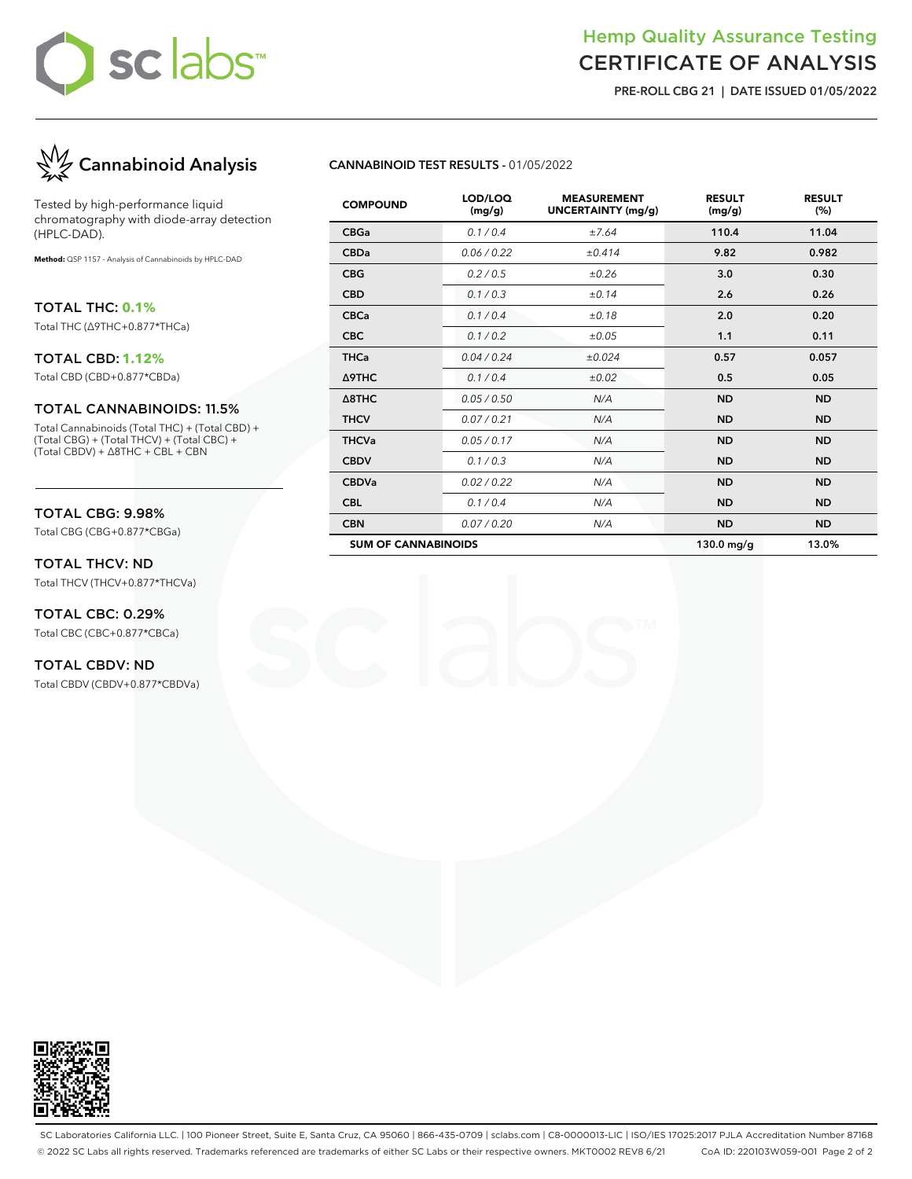# Hemp Quality Assurance Testing
# CERTIFICATE OF ANALYSIS

**PRE-ROLL CBG 21 | DATE ISSUED 01/05/2022**

## Cannabinoid Analysis

Tested by high-performance liquid chromatography with diode-array detection (HPLC-DAD).

**Method:** QSP 1157 - Analysis of Cannabinoids by HPLC-DAD

**TOTAL THC: 0.1%**

Total THC (Δ9THC+0.877*THCa)

**TOTAL CBD: 1.12%**

Total CBD (CBD+0.877*CBDa)

**TOTAL CANNABINOIDS: 11.5%**

Total Cannabinoids (Total THC) + (Total CBD) + (Total CBG) + (Total THCV) + (Total CBC) + (Total CBDV) + Δ8THC + CBL + CBN

**TOTAL CBG: 9.98%**

Total CBG (CBG+0.877*CBGa)

**TOTAL THCV: ND**

Total THCV (THCV+0.877*THCVa)

**TOTAL CBC: 0.29%**

Total CBC (CBC+0.877*CBCa)

**TOTAL CBDV: ND**

Total CBDV (CBDV+0.877*CBDVa)

**CANNABINOID TEST RESULTS** - 01/05/2022

| COMPOUND | LOD/LOQ (mg/g) | MEASUREMENT UNCERTAINTY (mg/g) | RESULT (mg/g) | RESULT (%) |
|---|---|---|---|---|
| CBGa | 0.1 / 0.4 | ±7.64 | 110.4 | 11.04 |
| CBDa | 0.06 / 0.22 | ±0.414 | 9.82 | 0.982 |
| CBG | 0.2 / 0.5 | ±0.26 | 3.0 | 0.30 |
| CBD | 0.1 / 0.3 | ±0.14 | 2.6 | 0.26 |
| CBCa | 0.1 / 0.4 | ±0.18 | 2.0 | 0.20 |
| CBC | 0.1 / 0.2 | ±0.05 | 1.1 | 0.11 |
| THCa | 0.04 / 0.24 | ±0.024 | 0.57 | 0.057 |
| Δ9THC | 0.1 / 0.4 | ±0.02 | 0.5 | 0.05 |
| Δ8THC | 0.05 / 0.50 | N/A | ND | ND |
| THCV | 0.07 / 0.21 | N/A | ND | ND |
| THCVa | 0.05 / 0.17 | N/A | ND | ND |
| CBDV | 0.1 / 0.3 | N/A | ND | ND |
| CBDVa | 0.02 / 0.22 | N/A | ND | ND |
| CBL | 0.1 / 0.4 | N/A | ND | ND |
| CBN | 0.07 / 0.20 | N/A | ND | ND |
| **SUM OF CANNABINOIDS** | | | **130.0 mg/g** | **13.0%** |

SC Laboratories California LLC. | 100 Pioneer Street, Suite E, Santa Cruz, CA 95060 | 866-435-0709 | sclabs.com | C8-0000013-LIC | ISO/IES 17025:2017 PJLA Accreditation Number 87168
© 2022 SC Labs all rights reserved. Trademarks referenced are trademarks of either SC Labs or their respective owners. MKT0002 REV8 6/21 CoA ID: 220103W059-001